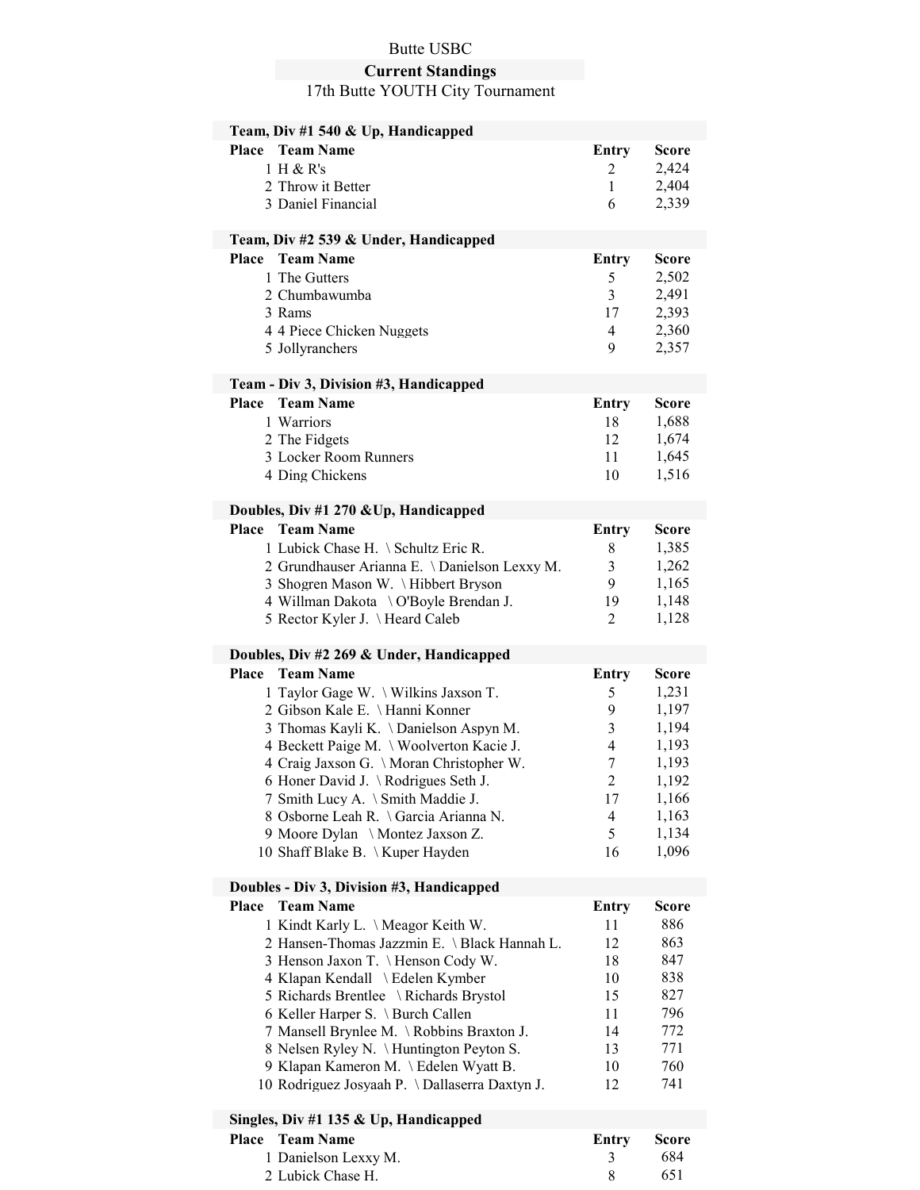Butte USBC

**Current Standings**

17th Butte YOUTH City Tournament

**Team, Div #1 540 & Up, Handicapped**

| Place | Team Name | Entry | Score |
|---|---|---|---|
| 1 | H & R's | 2 | 2,424 |
| 2 | Throw it Better | 1 | 2,404 |
| 3 | Daniel Financial | 6 | 2,339 |

**Team, Div #2 539 & Under, Handicapped**

| Place | Team Name | Entry | Score |
|---|---|---|---|
| 1 | The Gutters | 5 | 2,502 |
| 2 | Chumbawumba | 3 | 2,491 |
| 3 | Rams | 17 | 2,393 |
| 4 | 4 Piece Chicken Nuggets | 4 | 2,360 |
| 5 | Jollyranchers | 9 | 2,357 |

**Team - Div 3, Division #3, Handicapped**

| Place | Team Name | Entry | Score |
|---|---|---|---|
| 1 | Warriors | 18 | 1,688 |
| 2 | The Fidgets | 12 | 1,674 |
| 3 | Locker Room Runners | 11 | 1,645 |
| 4 | Ding Chickens | 10 | 1,516 |

**Doubles, Div #1 270 &Up, Handicapped**

| Place | Team Name | Entry | Score |
|---|---|---|---|
| 1 | Lubick Chase H. \ Schultz Eric R. | 8 | 1,385 |
| 2 | Grundhauser Arianna E. \ Danielson Lexxy M. | 3 | 1,262 |
| 3 | Shogren Mason W. \ Hibbert Bryson | 9 | 1,165 |
| 4 | Willman Dakota \ O'Boyle Brendan J. | 19 | 1,148 |
| 5 | Rector Kyler J. \ Heard Caleb | 2 | 1,128 |

**Doubles, Div #2 269 & Under, Handicapped**

| Place | Team Name | Entry | Score |
|---|---|---|---|
| 1 | Taylor Gage W. \ Wilkins Jaxson T. | 5 | 1,231 |
| 2 | Gibson Kale E. \ Hanni Konner | 9 | 1,197 |
| 3 | Thomas Kayli K. \ Danielson Aspyn M. | 3 | 1,194 |
| 4 | Beckett Paige M. \ Woolverton Kacie J. | 4 | 1,193 |
| 4 | Craig Jaxson G. \ Moran Christopher W. | 7 | 1,193 |
| 6 | Honer David J. \ Rodrigues Seth J. | 2 | 1,192 |
| 7 | Smith Lucy A. \ Smith Maddie J. | 17 | 1,166 |
| 8 | Osborne Leah R. \ Garcia Arianna N. | 4 | 1,163 |
| 9 | Moore Dylan \ Montez Jaxson Z. | 5 | 1,134 |
| 10 | Shaff Blake B. \ Kuper Hayden | 16 | 1,096 |

**Doubles - Div 3, Division #3, Handicapped**

| Place | Team Name | Entry | Score |
|---|---|---|---|
| 1 | Kindt Karly L. \ Meagor Keith W. | 11 | 886 |
| 2 | Hansen-Thomas Jazzmin E. \ Black Hannah L. | 12 | 863 |
| 3 | Henson Jaxon T. \ Henson Cody W. | 18 | 847 |
| 4 | Klapan Kendall \ Edelen Kymber | 10 | 838 |
| 5 | Richards Brentlee \ Richards Brystol | 15 | 827 |
| 6 | Keller Harper S. \ Burch Callen | 11 | 796 |
| 7 | Mansell Brynlee M. \ Robbins Braxton J. | 14 | 772 |
| 8 | Nelsen Ryley N. \ Huntington Peyton S. | 13 | 771 |
| 9 | Klapan Kameron M. \ Edelen Wyatt B. | 10 | 760 |
| 10 | Rodriguez Josyaah P. \ Dallaserra Daxtyn J. | 12 | 741 |

**Singles, Div #1 135 & Up, Handicapped**

| Place | Team Name | Entry | Score |
|---|---|---|---|
| 1 | Danielson Lexxy M. | 3 | 684 |
| 2 | Lubick Chase H. | 8 | 651 |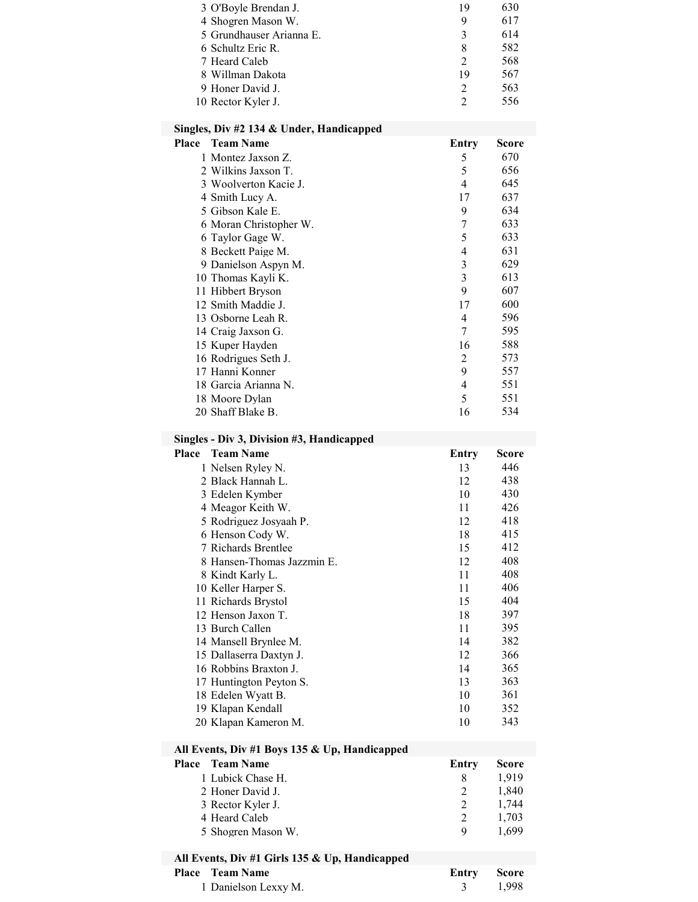| Place | Team Name | Entry | Score |
|---|---|---|---|
| 3 | O'Boyle Brendan J. | 19 | 630 |
| 4 | Shogren Mason W. | 9 | 617 |
| 5 | Grundhauser Arianna E. | 3 | 614 |
| 6 | Schultz Eric R. | 8 | 582 |
| 7 | Heard Caleb | 2 | 568 |
| 8 | Willman Dakota | 19 | 567 |
| 9 | Honer David J. | 2 | 563 |
| 10 | Rector Kyler J. | 2 | 556 |

**Singles, Div #2 134 & Under, Handicapped**

| Place | Team Name | Entry | Score |
|---|---|---|---|
| 1 | Montez Jaxson Z. | 5 | 670 |
| 2 | Wilkins Jaxson T. | 5 | 656 |
| 3 | Woolverton Kacie J. | 4 | 645 |
| 4 | Smith Lucy A. | 17 | 637 |
| 5 | Gibson Kale E. | 9 | 634 |
| 6 | Moran Christopher W. | 7 | 633 |
| 6 | Taylor Gage W. | 5 | 633 |
| 8 | Beckett Paige M. | 4 | 631 |
| 9 | Danielson Aspyn M. | 3 | 629 |
| 10 | Thomas Kayli K. | 3 | 613 |
| 11 | Hibbert Bryson | 9 | 607 |
| 12 | Smith Maddie J. | 17 | 600 |
| 13 | Osborne Leah R. | 4 | 596 |
| 14 | Craig Jaxson G. | 7 | 595 |
| 15 | Kuper Hayden | 16 | 588 |
| 16 | Rodrigues Seth J. | 2 | 573 |
| 17 | Hanni Konner | 9 | 557 |
| 18 | Garcia Arianna N. | 4 | 551 |
| 18 | Moore Dylan | 5 | 551 |
| 20 | Shaff Blake B. | 16 | 534 |

**Singles - Div 3, Division #3, Handicapped**

| Place | Team Name | Entry | Score |
|---|---|---|---|
| 1 | Nelsen Ryley N. | 13 | 446 |
| 2 | Black Hannah L. | 12 | 438 |
| 3 | Edelen Kymber | 10 | 430 |
| 4 | Meagor Keith W. | 11 | 426 |
| 5 | Rodriguez Josyaah P. | 12 | 418 |
| 6 | Henson Cody W. | 18 | 415 |
| 7 | Richards Brentlee | 15 | 412 |
| 8 | Hansen-Thomas Jazzmin E. | 12 | 408 |
| 8 | Kindt Karly L. | 11 | 408 |
| 10 | Keller Harper S. | 11 | 406 |
| 11 | Richards Brystol | 15 | 404 |
| 12 | Henson Jaxon T. | 18 | 397 |
| 13 | Burch Callen | 11 | 395 |
| 14 | Mansell Brynlee M. | 14 | 382 |
| 15 | Dallaserra Daxtyn J. | 12 | 366 |
| 16 | Robbins Braxton J. | 14 | 365 |
| 17 | Huntington Peyton S. | 13 | 363 |
| 18 | Edelen Wyatt B. | 10 | 361 |
| 19 | Klapan Kendall | 10 | 352 |
| 20 | Klapan Kameron M. | 10 | 343 |

**All Events, Div #1 Boys 135 & Up, Handicapped**

| Place | Team Name | Entry | Score |
|---|---|---|---|
| 1 | Lubick Chase H. | 8 | 1,919 |
| 2 | Honer David J. | 2 | 1,840 |
| 3 | Rector Kyler J. | 2 | 1,744 |
| 4 | Heard Caleb | 2 | 1,703 |
| 5 | Shogren Mason W. | 9 | 1,699 |

**All Events, Div #1 Girls 135 & Up, Handicapped**

| Place | Team Name | Entry | Score |
|---|---|---|---|
| 1 | Danielson Lexxy M. | 3 | 1,998 |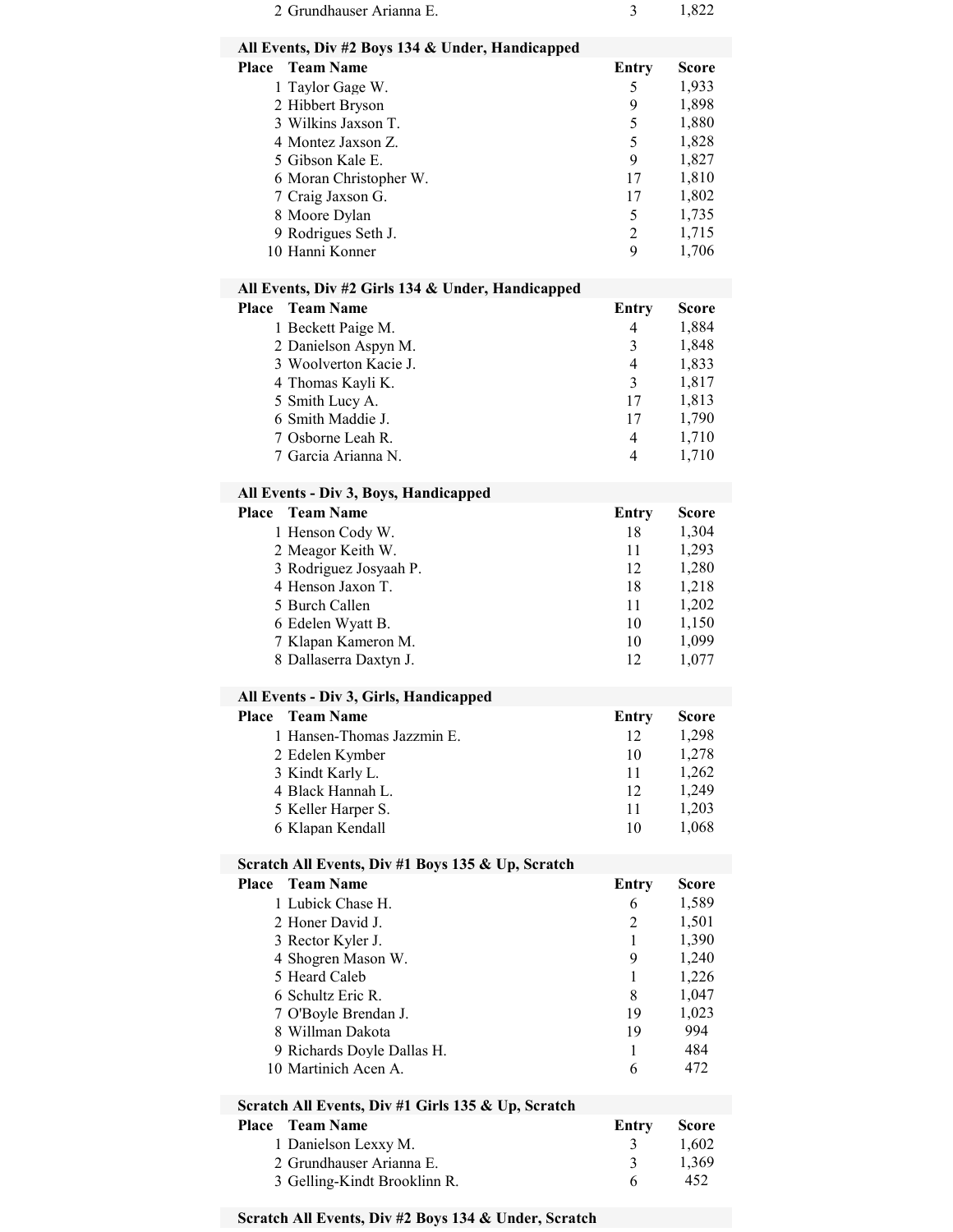| Place | Team Name | Entry | Score |
|---|---|---|---|
| 2 | Grundhauser Arianna E. | 3 | 1,822 |

**All Events, Div #2 Boys 134 & Under, Handicapped**

| Place | Team Name | Entry | Score |
|---|---|---|---|
| 1 | Taylor Gage W. | 5 | 1,933 |
| 2 | Hibbert Bryson | 9 | 1,898 |
| 3 | Wilkins Jaxson T. | 5 | 1,880 |
| 4 | Montez Jaxson Z. | 5 | 1,828 |
| 5 | Gibson Kale E. | 9 | 1,827 |
| 6 | Moran Christopher W. | 17 | 1,810 |
| 7 | Craig Jaxson G. | 17 | 1,802 |
| 8 | Moore Dylan | 5 | 1,735 |
| 9 | Rodrigues Seth J. | 2 | 1,715 |
| 10 | Hanni Konner | 9 | 1,706 |

**All Events, Div #2 Girls 134 & Under, Handicapped**

| Place | Team Name | Entry | Score |
|---|---|---|---|
| 1 | Beckett Paige M. | 4 | 1,884 |
| 2 | Danielson Aspyn M. | 3 | 1,848 |
| 3 | Woolverton Kacie J. | 4 | 1,833 |
| 4 | Thomas Kayli K. | 3 | 1,817 |
| 5 | Smith Lucy A. | 17 | 1,813 |
| 6 | Smith Maddie J. | 17 | 1,790 |
| 7 | Osborne Leah R. | 4 | 1,710 |
| 7 | Garcia Arianna N. | 4 | 1,710 |

**All Events - Div 3, Boys, Handicapped**

| Place | Team Name | Entry | Score |
|---|---|---|---|
| 1 | Henson Cody W. | 18 | 1,304 |
| 2 | Meagor Keith W. | 11 | 1,293 |
| 3 | Rodriguez Josyaah P. | 12 | 1,280 |
| 4 | Henson Jaxon T. | 18 | 1,218 |
| 5 | Burch Callen | 11 | 1,202 |
| 6 | Edelen Wyatt B. | 10 | 1,150 |
| 7 | Klapan Kameron M. | 10 | 1,099 |
| 8 | Dallaserra Daxtyn J. | 12 | 1,077 |

**All Events - Div 3, Girls, Handicapped**

| Place | Team Name | Entry | Score |
|---|---|---|---|
| 1 | Hansen-Thomas Jazzmin E. | 12 | 1,298 |
| 2 | Edelen Kymber | 10 | 1,278 |
| 3 | Kindt Karly L. | 11 | 1,262 |
| 4 | Black Hannah L. | 12 | 1,249 |
| 5 | Keller Harper S. | 11 | 1,203 |
| 6 | Klapan Kendall | 10 | 1,068 |

**Scratch All Events, Div #1 Boys 135 & Up, Scratch**

| Place | Team Name | Entry | Score |
|---|---|---|---|
| 1 | Lubick Chase H. | 6 | 1,589 |
| 2 | Honer David J. | 2 | 1,501 |
| 3 | Rector Kyler J. | 1 | 1,390 |
| 4 | Shogren Mason W. | 9 | 1,240 |
| 5 | Heard Caleb | 1 | 1,226 |
| 6 | Schultz Eric R. | 8 | 1,047 |
| 7 | O'Boyle Brendan J. | 19 | 1,023 |
| 8 | Willman Dakota | 19 | 994 |
| 9 | Richards Doyle Dallas H. | 1 | 484 |
| 10 | Martinich Acen A. | 6 | 472 |

**Scratch All Events, Div #1 Girls 135 & Up, Scratch**

| Place | Team Name | Entry | Score |
|---|---|---|---|
| 1 | Danielson Lexxy M. | 3 | 1,602 |
| 2 | Grundhauser Arianna E. | 3 | 1,369 |
| 3 | Gelling-Kindt Brooklinn R. | 6 | 452 |

**Scratch All Events, Div #2 Boys 134 & Under, Scratch**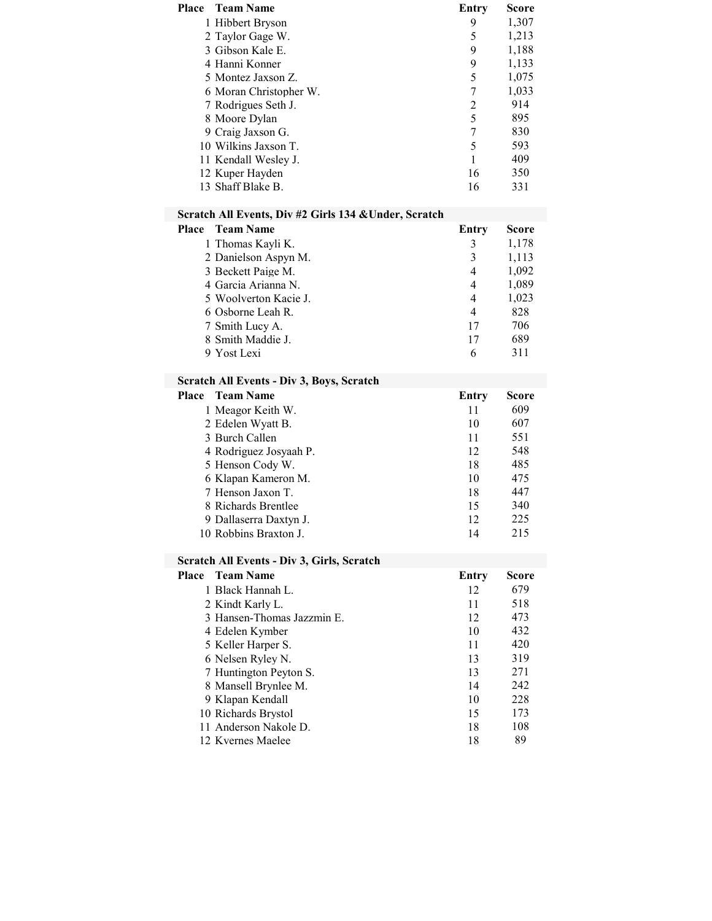| Place | Team Name | Entry | Score |
|---|---|---|---|
| 1 | Hibbert Bryson | 9 | 1,307 |
| 2 | Taylor Gage W. | 5 | 1,213 |
| 3 | Gibson Kale E. | 9 | 1,188 |
| 4 | Hanni Konner | 9 | 1,133 |
| 5 | Montez Jaxson Z. | 5 | 1,075 |
| 6 | Moran Christopher W. | 7 | 1,033 |
| 7 | Rodrigues Seth J. | 2 | 914 |
| 8 | Moore Dylan | 5 | 895 |
| 9 | Craig Jaxson G. | 7 | 830 |
| 10 | Wilkins Jaxson T. | 5 | 593 |
| 11 | Kendall Wesley J. | 1 | 409 |
| 12 | Kuper Hayden | 16 | 350 |
| 13 | Shaff Blake B. | 16 | 331 |

**Scratch All Events, Div #2 Girls 134 &Under, Scratch**

| Place | Team Name | Entry | Score |
|---|---|---|---|
| 1 | Thomas Kayli K. | 3 | 1,178 |
| 2 | Danielson Aspyn M. | 3 | 1,113 |
| 3 | Beckett Paige M. | 4 | 1,092 |
| 4 | Garcia Arianna N. | 4 | 1,089 |
| 5 | Woolverton Kacie J. | 4 | 1,023 |
| 6 | Osborne Leah R. | 4 | 828 |
| 7 | Smith Lucy A. | 17 | 706 |
| 8 | Smith Maddie J. | 17 | 689 |
| 9 | Yost Lexi | 6 | 311 |

**Scratch All Events - Div 3, Boys, Scratch**

| Place | Team Name | Entry | Score |
|---|---|---|---|
| 1 | Meagor Keith W. | 11 | 609 |
| 2 | Edelen Wyatt B. | 10 | 607 |
| 3 | Burch Callen | 11 | 551 |
| 4 | Rodriguez Josyaah P. | 12 | 548 |
| 5 | Henson Cody W. | 18 | 485 |
| 6 | Klapan Kameron M. | 10 | 475 |
| 7 | Henson Jaxon T. | 18 | 447 |
| 8 | Richards Brentlee | 15 | 340 |
| 9 | Dallaserra Daxtyn J. | 12 | 225 |
| 10 | Robbins Braxton J. | 14 | 215 |

**Scratch All Events - Div 3, Girls, Scratch**

| Place | Team Name | Entry | Score |
|---|---|---|---|
| 1 | Black Hannah L. | 12 | 679 |
| 2 | Kindt Karly L. | 11 | 518 |
| 3 | Hansen-Thomas Jazzmin E. | 12 | 473 |
| 4 | Edelen Kymber | 10 | 432 |
| 5 | Keller Harper S. | 11 | 420 |
| 6 | Nelsen Ryley N. | 13 | 319 |
| 7 | Huntington Peyton S. | 13 | 271 |
| 8 | Mansell Brynlee M. | 14 | 242 |
| 9 | Klapan Kendall | 10 | 228 |
| 10 | Richards Brystol | 15 | 173 |
| 11 | Anderson Nakole D. | 18 | 108 |
| 12 | Kvernes Maelee | 18 | 89 |